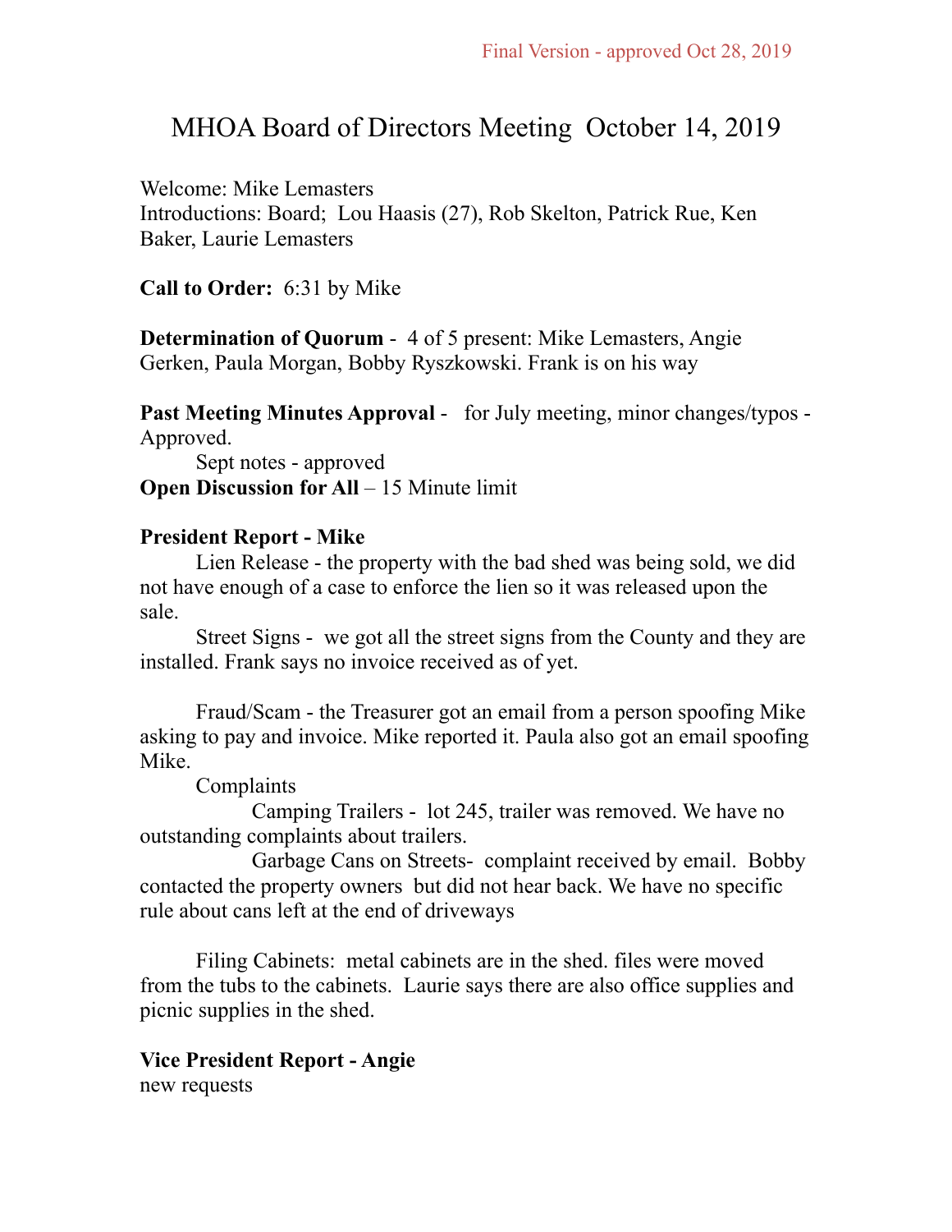Final Version - approved Oct 28, 2019

# MHOA Board of Directors Meeting October 14, 2019

Welcome: Mike Lemasters
Introductions: Board; Lou Haasis (27), Rob Skelton, Patrick Rue, Ken Baker, Laurie Lemasters

**Call to Order:** 6:31 by Mike

**Determination of Quorum** - 4 of 5 present: Mike Lemasters, Angie Gerken, Paula Morgan, Bobby Ryszkowski. Frank is on his way

**Past Meeting Minutes Approval** - for July meeting, minor changes/typos - Approved.

Sept notes - approved

**Open Discussion for All** – 15 Minute limit

**President Report - Mike**

Lien Release - the property with the bad shed was being sold, we did not have enough of a case to enforce the lien so it was released upon the sale.

Street Signs - we got all the street signs from the County and they are installed. Frank says no invoice received as of yet.

Fraud/Scam - the Treasurer got an email from a person spoofing Mike asking to pay and invoice. Mike reported it. Paula also got an email spoofing Mike.

Complaints

Camping Trailers - lot 245, trailer was removed. We have no outstanding complaints about trailers.

Garbage Cans on Streets- complaint received by email. Bobby contacted the property owners but did not hear back. We have no specific rule about cans left at the end of driveways

Filing Cabinets: metal cabinets are in the shed. files were moved from the tubs to the cabinets. Laurie says there are also office supplies and picnic supplies in the shed.

**Vice President Report - Angie**

new requests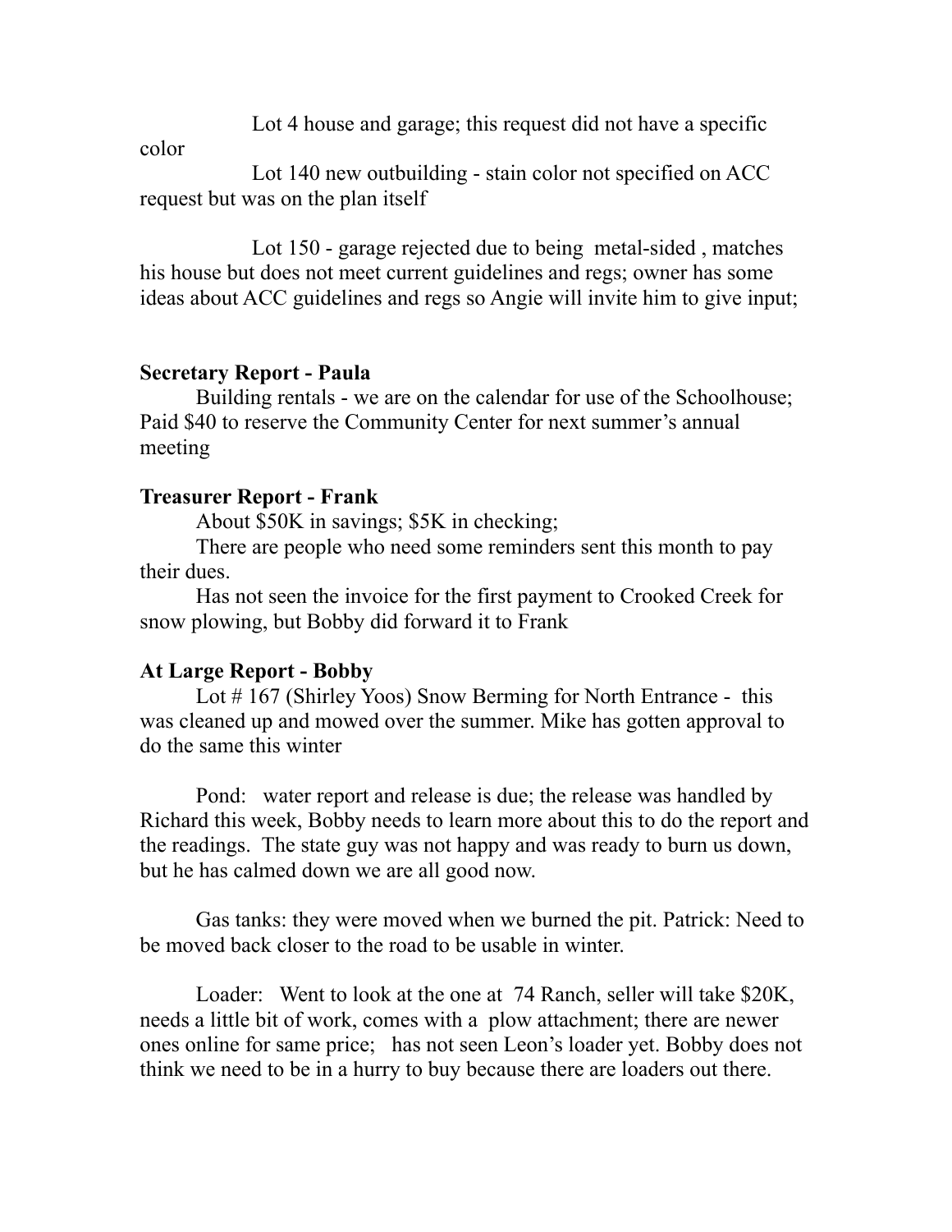Lot 4 house and garage; this request did not have a specific color

Lot 140 new outbuilding - stain color not specified on ACC request but was on the plan itself

Lot 150 - garage rejected due to being metal-sided , matches his house but does not meet current guidelines and regs; owner has some ideas about ACC guidelines and regs so Angie will invite him to give input;

**Secretary Report - Paula**

Building rentals - we are on the calendar for use of the Schoolhouse; Paid $40 to reserve the Community Center for next summer's annual meeting

**Treasurer Report - Frank**

About $50K in savings; $5K in checking;

There are people who need some reminders sent this month to pay their dues.

Has not seen the invoice for the first payment to Crooked Creek for snow plowing, but Bobby did forward it to Frank

**At Large Report - Bobby**

Lot # 167 (Shirley Yoos) Snow Berming for North Entrance - this was cleaned up and mowed over the summer. Mike has gotten approval to do the same this winter

Pond: water report and release is due; the release was handled by Richard this week, Bobby needs to learn more about this to do the report and the readings. The state guy was not happy and was ready to burn us down, but he has calmed down we are all good now.

Gas tanks: they were moved when we burned the pit. Patrick: Need to be moved back closer to the road to be usable in winter.

Loader: Went to look at the one at 74 Ranch, seller will take $20K, needs a little bit of work, comes with a plow attachment; there are newer ones online for same price; has not seen Leon's loader yet. Bobby does not think we need to be in a hurry to buy because there are loaders out there.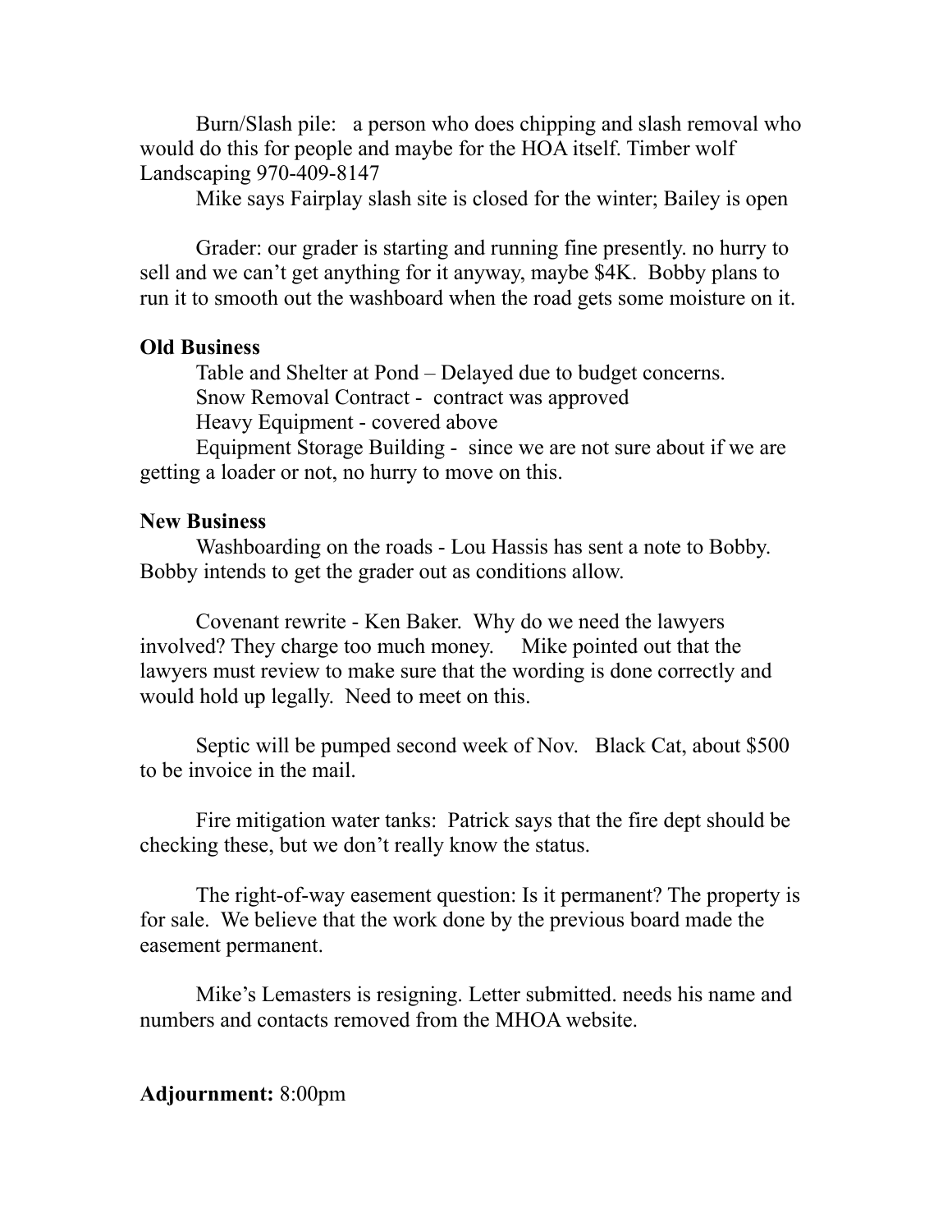Burn/Slash pile: a person who does chipping and slash removal who would do this for people and maybe for the HOA itself. Timber wolf Landscaping 970-409-8147

Mike says Fairplay slash site is closed for the winter; Bailey is open

Grader: our grader is starting and running fine presently. no hurry to sell and we can't get anything for it anyway, maybe $4K. Bobby plans to run it to smooth out the washboard when the road gets some moisture on it.

**Old Business**

Table and Shelter at Pond – Delayed due to budget concerns.

Snow Removal Contract - contract was approved

Heavy Equipment - covered above

Equipment Storage Building - since we are not sure about if we are getting a loader or not, no hurry to move on this.

**New Business**

Washboarding on the roads - Lou Hassis has sent a note to Bobby. Bobby intends to get the grader out as conditions allow.

Covenant rewrite - Ken Baker. Why do we need the lawyers involved? They charge too much money. Mike pointed out that the lawyers must review to make sure that the wording is done correctly and would hold up legally. Need to meet on this.

Septic will be pumped second week of Nov. Black Cat, about $500 to be invoice in the mail.

Fire mitigation water tanks: Patrick says that the fire dept should be checking these, but we don't really know the status.

The right-of-way easement question: Is it permanent? The property is for sale. We believe that the work done by the previous board made the easement permanent.

Mike's Lemasters is resigning. Letter submitted. needs his name and numbers and contacts removed from the MHOA website.

**Adjournment:** 8:00pm